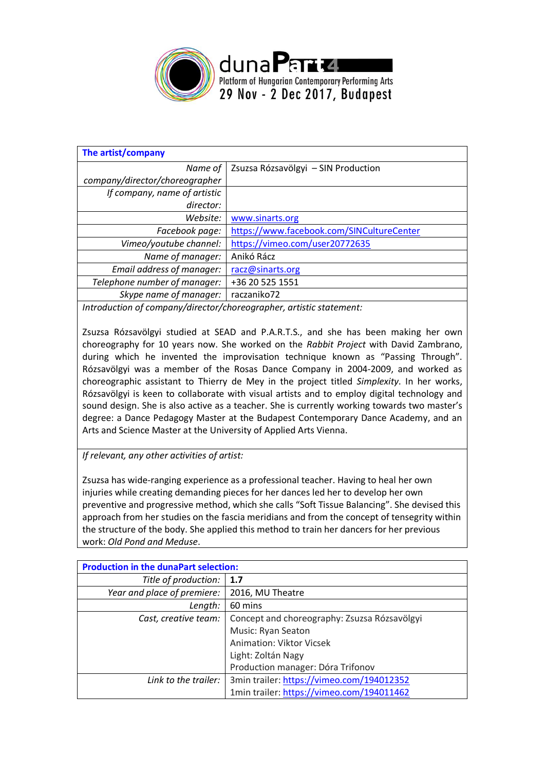dunaPart4

Platform of Hungarian Contemporary Performing Arts

29 Nov - 2 Dec 2017, Budapest

| **The artist/company** | |
|---|---|
| *Name of company/director/choreographer* | Zsuzsa Rózsavölgyi – SIN Production |
| *If company, name of artistic director:* | |
| *Website:* | www.sinarts.org |
| *Facebook page:* | https://www.facebook.com/SINCultureCenter |
| *Vimeo/youtube channel:* | https://vimeo.com/user20772635 |
| *Name of manager:* | Anikó Rácz |
| *Email address of manager:* | racz@sinarts.org |
| *Telephone number of manager:* | +36 20 525 1551 |
| *Skype name of manager:* | raczaniko72 |

*Introduction of company/director/choreographer, artistic statement:*

Zsuzsa Rózsavölgyi studied at SEAD and P.A.R.T.S., and she has been making her own choreography for 10 years now. She worked on the *Rabbit Project* with David Zambrano, during which he invented the improvisation technique known as "Passing Through". Rózsavölgyi was a member of the Rosas Dance Company in 2004-2009, and worked as choreographic assistant to Thierry de Mey in the project titled *Simplexity*. In her works, Rózsavölgyi is keen to collaborate with visual artists and to employ digital technology and sound design. She is also active as a teacher. She is currently working towards two master's degree: a Dance Pedagogy Master at the Budapest Contemporary Dance Academy, and an Arts and Science Master at the University of Applied Arts Vienna.

*If relevant, any other activities of artist:*

Zsuzsa has wide-ranging experience as a professional teacher. Having to heal her own injuries while creating demanding pieces for her dances led her to develop her own preventive and progressive method, which she calls "Soft Tissue Balancing". She devised this approach from her studies on the fascia meridians and from the concept of tensegrity within the structure of the body. She applied this method to train her dancers for her previous work: *Old Pond and Meduse*.

| **Production in the dunaPart selection:** | |
|---|---|
| *Title of production:* | **1.7** |
| *Year and place of premiere:* | 2016, MU Theatre |
| *Length:* | 60 mins |
| *Cast, creative team:* | Concept and choreography: Zsuzsa Rózsavölgyi<br>Music: Ryan Seaton<br>Animation: Viktor Vicsek<br>Light: Zoltán Nagy<br>Production manager: Dóra Trifonov |
| *Link to the trailer:* | 3min trailer: https://vimeo.com/194012352<br>1min trailer: https://vimeo.com/194011462 |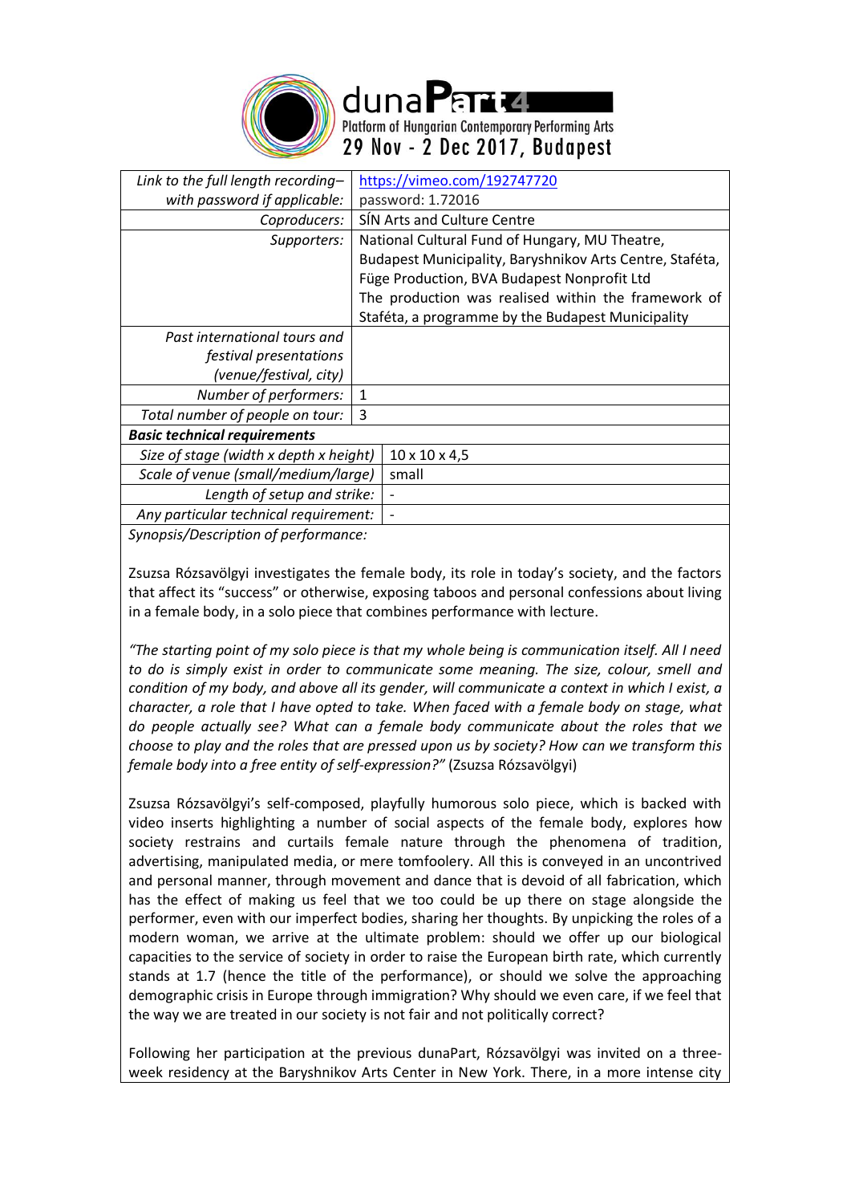| | |
|---|---|
| *Link to the full length recording– with password if applicable:* | https://vimeo.com/192747720 password: 1.72016 |
| *Coproducers:* | SÍN Arts and Culture Centre |
| *Supporters:* | National Cultural Fund of Hungary, MU Theatre, Budapest Municipality, Baryshnikov Arts Centre, Staféta, Füge Production, BVA Budapest Nonprofit Ltd The production was realised within the framework of Staféta, a programme by the Budapest Municipality |
| *Past international tours and festival presentations (venue/festival, city)* | |
| *Number of performers:* | 1 |
| *Total number of people on tour:* | 3 |

***Basic technical requirements***

| | |
|---|---|
| *Size of stage (width x depth x height)* | 10 x 10 x 4,5 |
| *Scale of venue (small/medium/large)* | small |
| *Length of setup and strike:* | - |
| *Any particular technical requirement:* | - |

*Synopsis/Description of performance:*

Zsuzsa Rózsavölgyi investigates the female body, its role in today's society, and the factors that affect its "success" or otherwise, exposing taboos and personal confessions about living in a female body, in a solo piece that combines performance with lecture.

*"The starting point of my solo piece is that my whole being is communication itself. All I need to do is simply exist in order to communicate some meaning. The size, colour, smell and condition of my body, and above all its gender, will communicate a context in which I exist, a character, a role that I have opted to take. When faced with a female body on stage, what do people actually see? What can a female body communicate about the roles that we choose to play and the roles that are pressed upon us by society? How can we transform this female body into a free entity of self-expression?"* (Zsuzsa Rózsavölgyi)

Zsuzsa Rózsavölgyi's self-composed, playfully humorous solo piece, which is backed with video inserts highlighting a number of social aspects of the female body, explores how society restrains and curtails female nature through the phenomena of tradition, advertising, manipulated media, or mere tomfoolery. All this is conveyed in an uncontrived and personal manner, through movement and dance that is devoid of all fabrication, which has the effect of making us feel that we too could be up there on stage alongside the performer, even with our imperfect bodies, sharing her thoughts. By unpicking the roles of a modern woman, we arrive at the ultimate problem: should we offer up our biological capacities to the service of society in order to raise the European birth rate, which currently stands at 1.7 (hence the title of the performance), or should we solve the approaching demographic crisis in Europe through immigration? Why should we even care, if we feel that the way we are treated in our society is not fair and not politically correct?

Following her participation at the previous dunaPart, Rózsavölgyi was invited on a three-week residency at the Baryshnikov Arts Center in New York. There, in a more intense city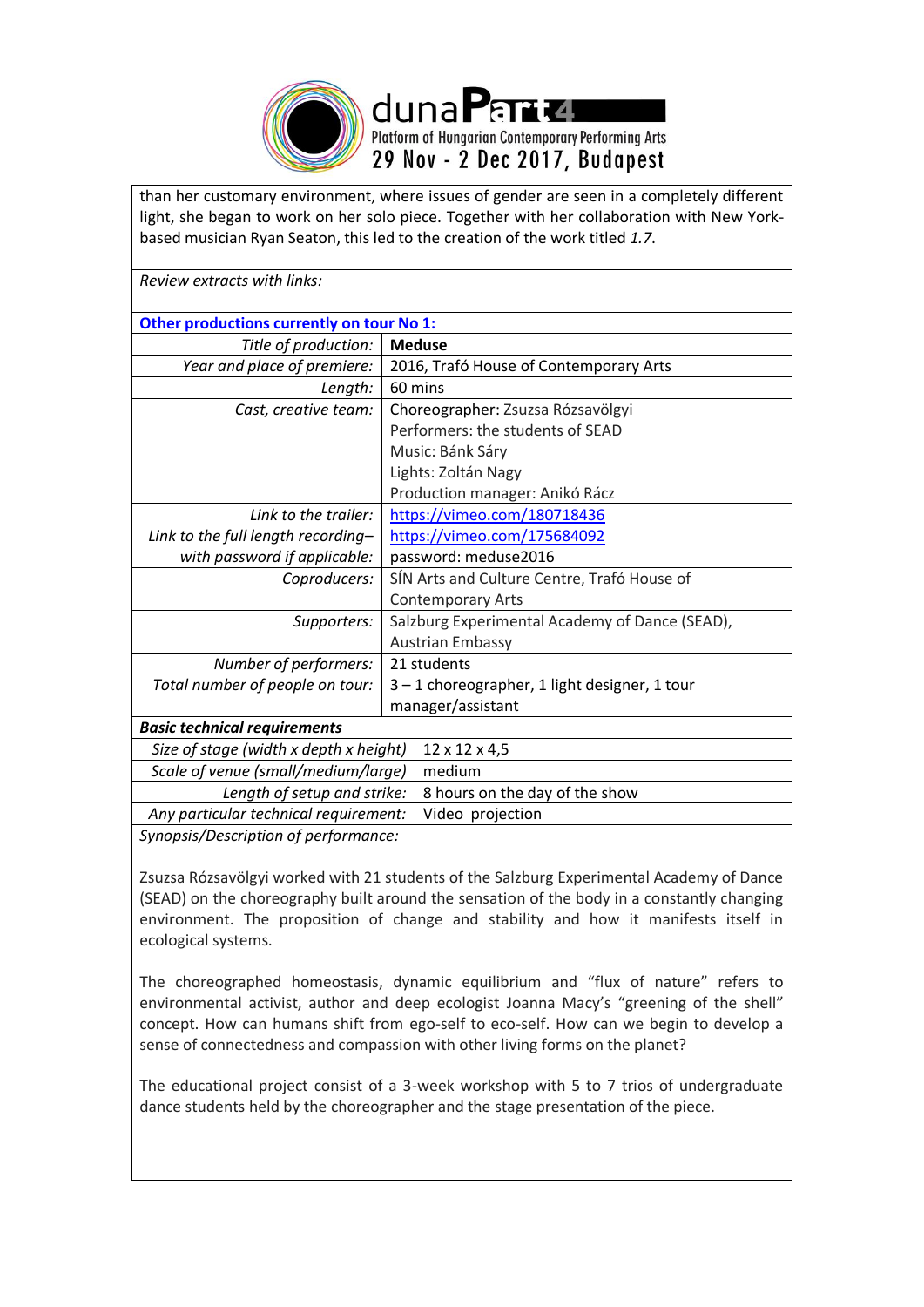than her customary environment, where issues of gender are seen in a completely different light, she began to work on her solo piece. Together with her collaboration with New York-based musician Ryan Seaton, this led to the creation of the work titled *1.7*.

*Review extracts with links:*

**Other productions currently on tour No 1:**

| | |
|---|---|
| *Title of production:* | **Meduse** |
| *Year and place of premiere:* | 2016, Trafó House of Contemporary Arts |
| *Length:* | 60 mins |
| *Cast, creative team:* | Choreographer: Zsuzsa Rózsavölgyi<br>Performers: the students of SEAD<br>Music: Bánk Sáry<br>Lights: Zoltán Nagy<br>Production manager: Anikó Rácz |
| *Link to the trailer:* | https://vimeo.com/180718436 |
| *Link to the full length recording– with password if applicable:* | https://vimeo.com/175684092<br>password: meduse2016 |
| *Coproducers:* | SÍN Arts and Culture Centre, Trafó House of Contemporary Arts |
| *Supporters:* | Salzburg Experimental Academy of Dance (SEAD), Austrian Embassy |
| *Number of performers:* | 21 students |
| *Total number of people on tour:* | 3 – 1 choreographer, 1 light designer, 1 tour manager/assistant |

***Basic technical requirements***

| | |
|---|---|
| *Size of stage (width x depth x height)* | 12 x 12 x 4,5 |
| *Scale of venue (small/medium/large)* | medium |
| *Length of setup and strike:* | 8 hours on the day of the show |
| *Any particular technical requirement:* | Video projection |

*Synopsis/Description of performance:*

Zsuzsa Rózsavölgyi worked with 21 students of the Salzburg Experimental Academy of Dance (SEAD) on the choreography built around the sensation of the body in a constantly changing environment. The proposition of change and stability and how it manifests itself in ecological systems.

The choreographed homeostasis, dynamic equilibrium and "flux of nature" refers to environmental activist, author and deep ecologist Joanna Macy's "greening of the shell" concept. How can humans shift from ego-self to eco-self. How can we begin to develop a sense of connectedness and compassion with other living forms on the planet?

The educational project consist of a 3-week workshop with 5 to 7 trios of undergraduate dance students held by the choreographer and the stage presentation of the piece.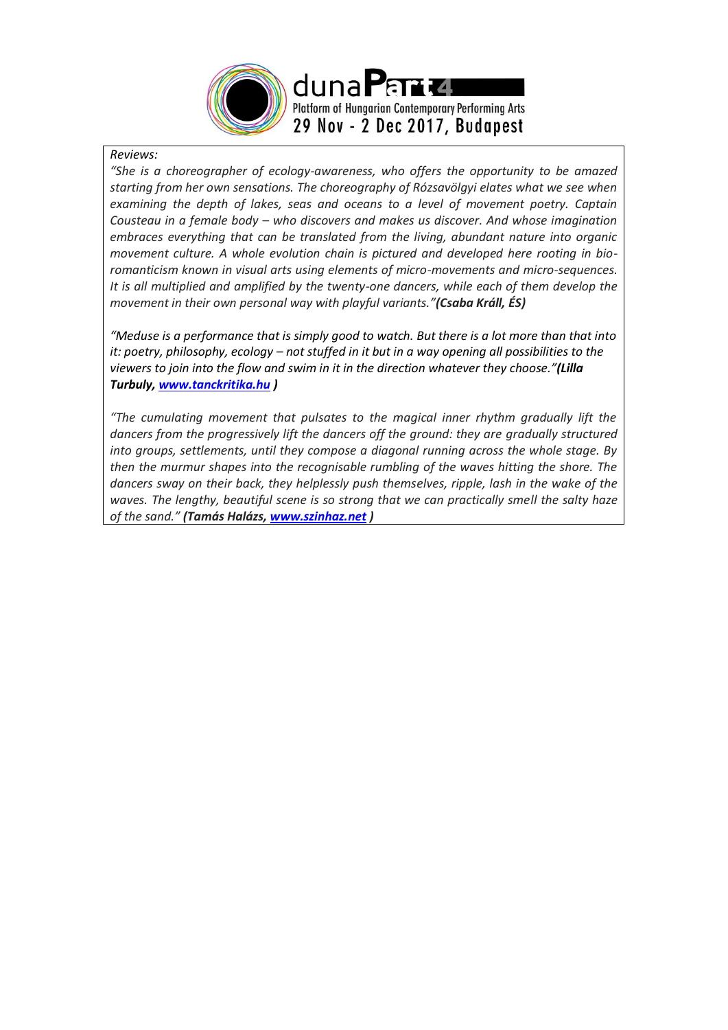*Reviews:*

*"She is a choreographer of ecology-awareness, who offers the opportunity to be amazed starting from her own sensations. The choreography of Rózsavölgyi elates what we see when examining the depth of lakes, seas and oceans to a level of movement poetry. Captain Cousteau in a female body – who discovers and makes us discover. And whose imagination embraces everything that can be translated from the living, abundant nature into organic movement culture. A whole evolution chain is pictured and developed here rooting in bio-romanticism known in visual arts using elements of micro-movements and micro-sequences. It is all multiplied and amplified by the twenty-one dancers, while each of them develop the movement in their own personal way with playful variants."* ***(Csaba Králl, ÉS)***

*"Meduse is a performance that is simply good to watch. But there is a lot more than that into it: poetry, philosophy, ecology – not stuffed in it but in a way opening all possibilities to the viewers to join into the flow and swim in it in the direction whatever they choose."* ***(Lilla Turbuly, www.tanckritika.hu )***

*"The cumulating movement that pulsates to the magical inner rhythm gradually lift the dancers from the progressively lift the dancers off the ground: they are gradually structured into groups, settlements, until they compose a diagonal running across the whole stage. By then the murmur shapes into the recognisable rumbling of the waves hitting the shore. The dancers sway on their back, they helplessly push themselves, ripple, lash in the wake of the waves. The lengthy, beautiful scene is so strong that we can practically smell the salty haze of the sand."* ***(Tamás Halázs, www.szinhaz.net )***